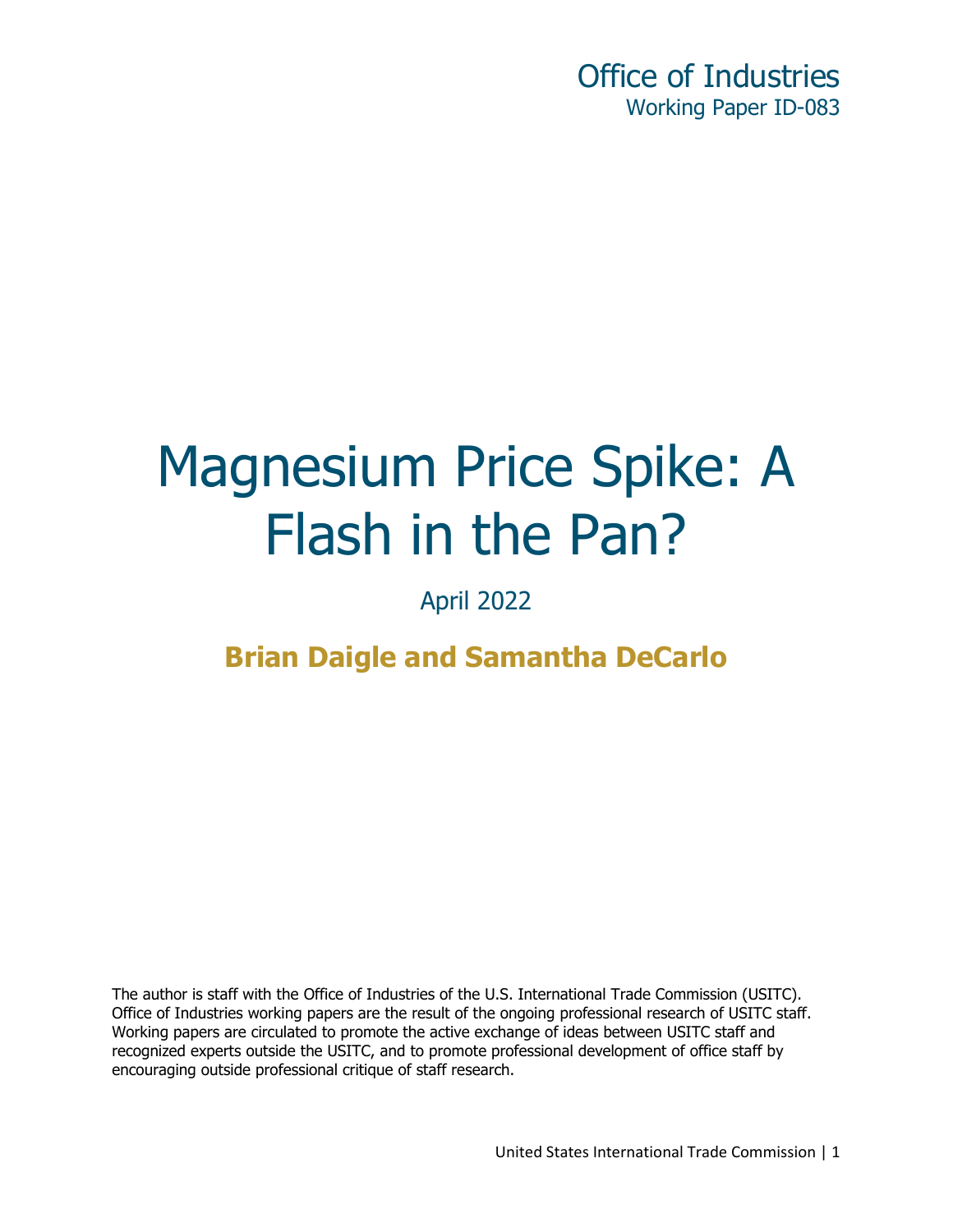Office of Industries
Working Paper ID-083

# Magnesium Price Spike: A Flash in the Pan?

April 2022

**Brian Daigle and Samantha DeCarlo**

The author is staff with the Office of Industries of the U.S. International Trade Commission (USITC). Office of Industries working papers are the result of the ongoing professional research of USITC staff. Working papers are circulated to promote the active exchange of ideas between USITC staff and recognized experts outside the USITC, and to promote professional development of office staff by encouraging outside professional critique of staff research.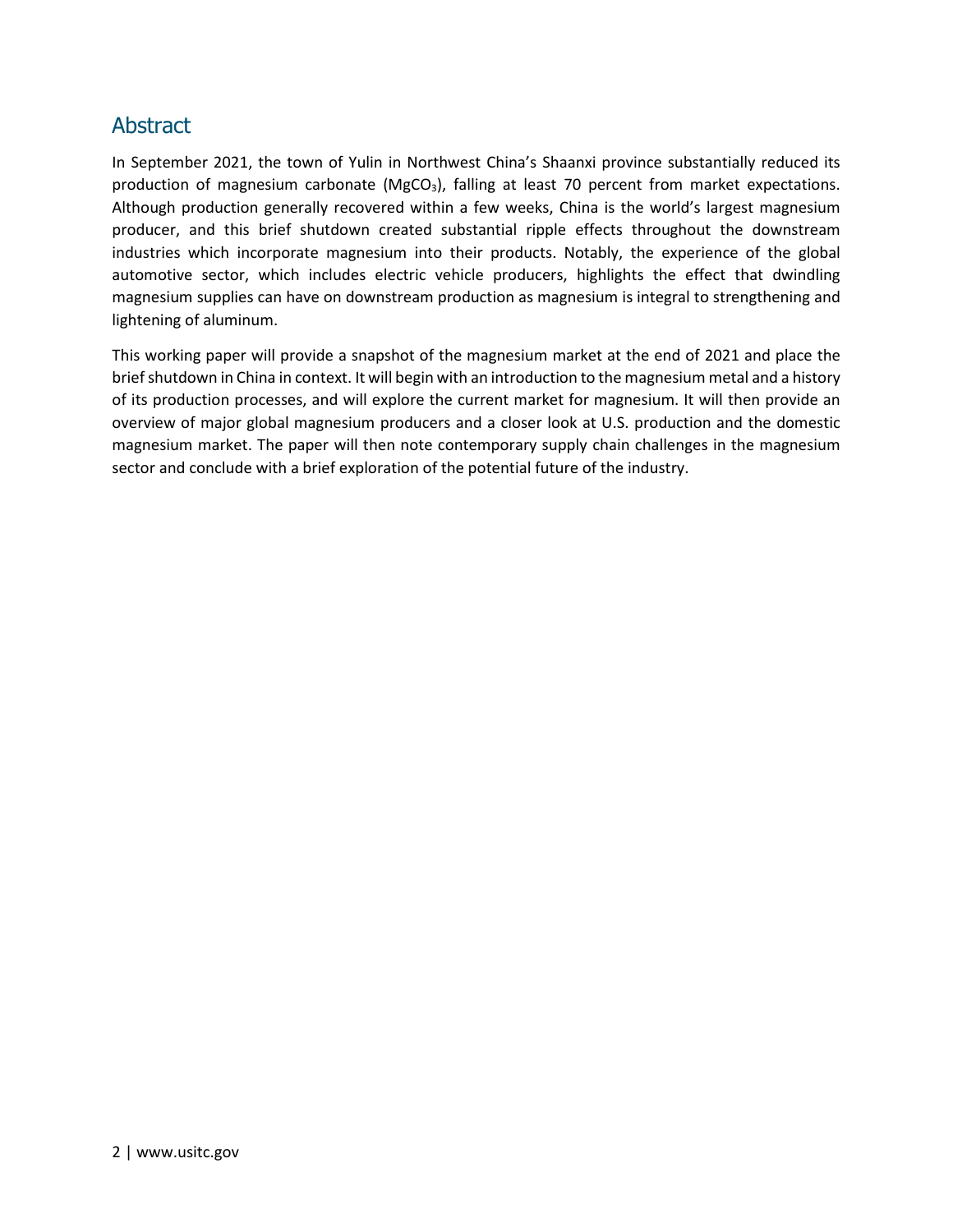## Abstract

In September 2021, the town of Yulin in Northwest China's Shaanxi province substantially reduced its production of magnesium carbonate ($MgCO_3$), falling at least 70 percent from market expectations. Although production generally recovered within a few weeks, China is the world's largest magnesium producer, and this brief shutdown created substantial ripple effects throughout the downstream industries which incorporate magnesium into their products. Notably, the experience of the global automotive sector, which includes electric vehicle producers, highlights the effect that dwindling magnesium supplies can have on downstream production as magnesium is integral to strengthening and lightening of aluminum.

This working paper will provide a snapshot of the magnesium market at the end of 2021 and place the brief shutdown in China in context. It will begin with an introduction to the magnesium metal and a history of its production processes, and will explore the current market for magnesium. It will then provide an overview of major global magnesium producers and a closer look at U.S. production and the domestic magnesium market. The paper will then note contemporary supply chain challenges in the magnesium sector and conclude with a brief exploration of the potential future of the industry.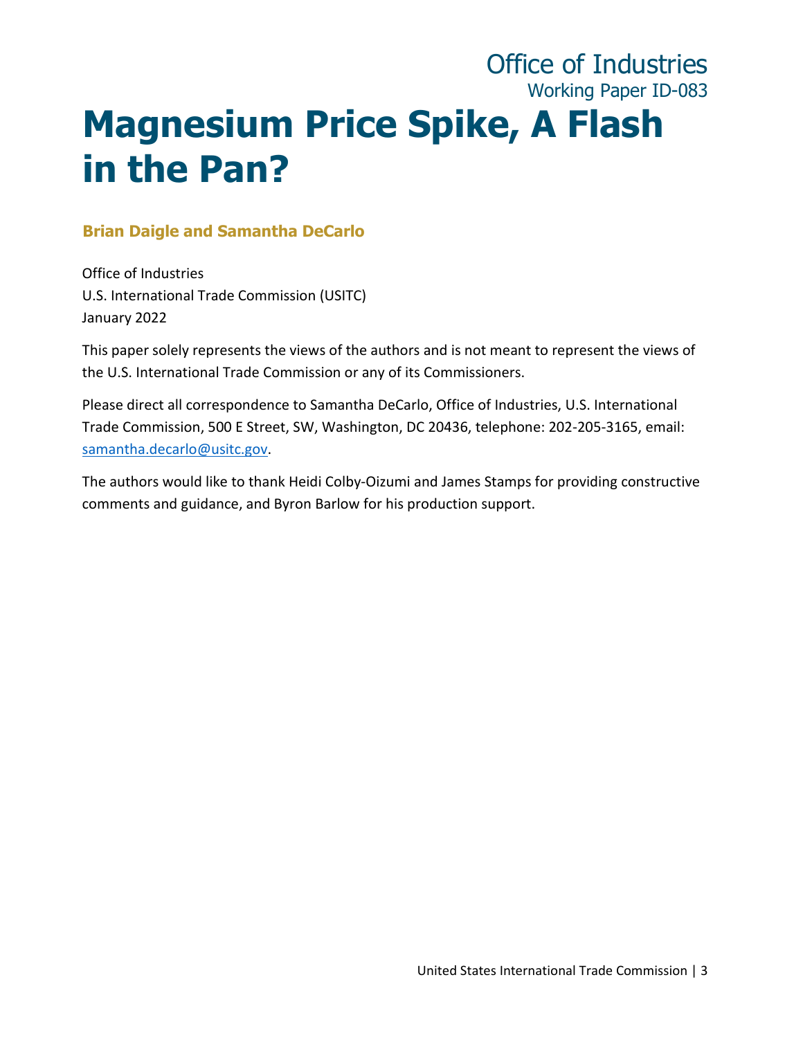Office of Industries

Working Paper ID-083

# Magnesium Price Spike, A Flash in the Pan?

**Brian Daigle and Samantha DeCarlo**

Office of Industries
U.S. International Trade Commission (USITC)
January 2022

This paper solely represents the views of the authors and is not meant to represent the views of the U.S. International Trade Commission or any of its Commissioners.

Please direct all correspondence to Samantha DeCarlo, Office of Industries, U.S. International Trade Commission, 500 E Street, SW, Washington, DC 20436, telephone: 202-205-3165, email: samantha.decarlo@usitc.gov.

The authors would like to thank Heidi Colby-Oizumi and James Stamps for providing constructive comments and guidance, and Byron Barlow for his production support.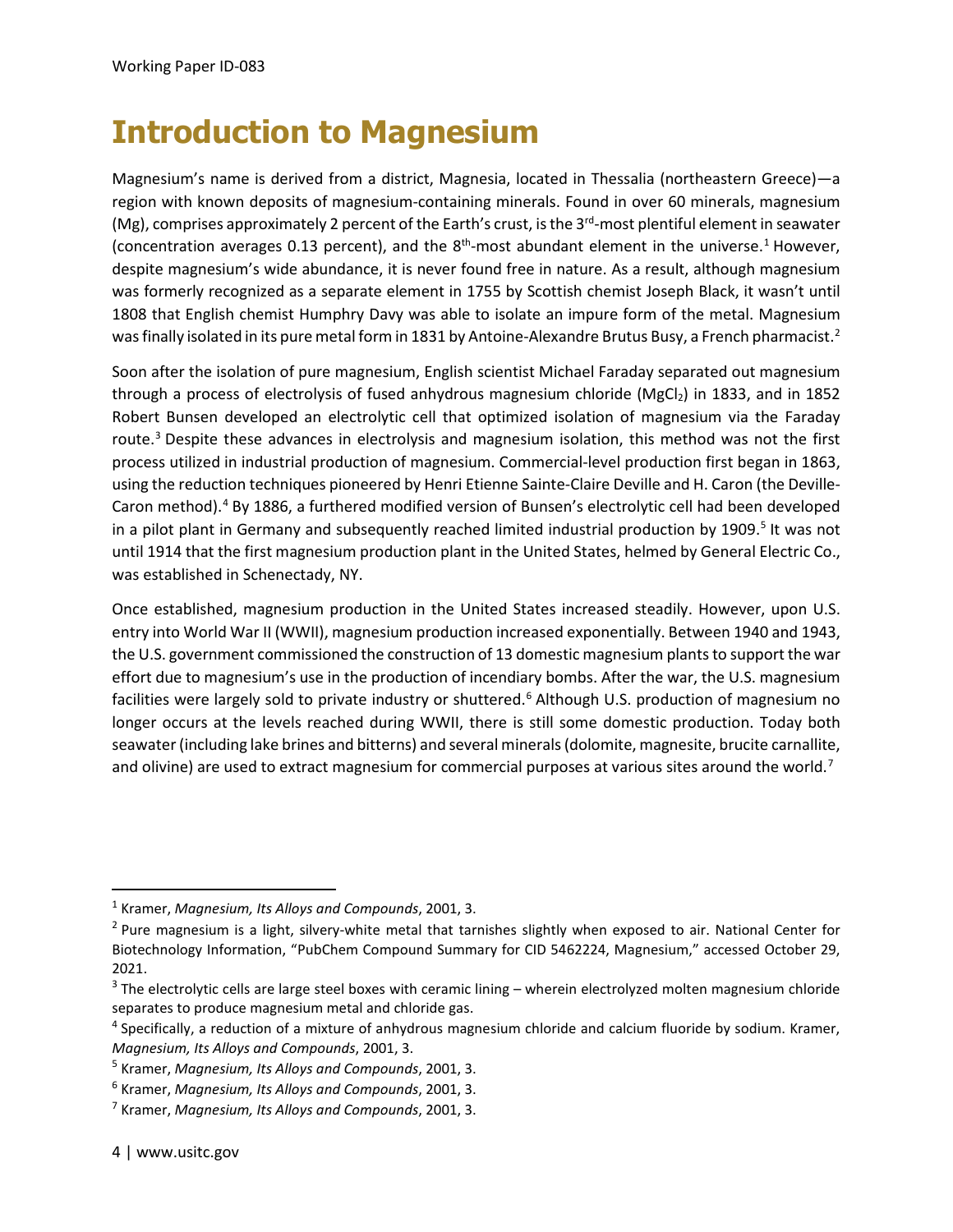# Introduction to Magnesium

Magnesium's name is derived from a district, Magnesia, located in Thessalia (northeastern Greece)—a region with known deposits of magnesium-containing minerals. Found in over 60 minerals, magnesium (Mg), comprises approximately 2 percent of the Earth's crust, is the 3rd-most plentiful element in seawater (concentration averages 0.13 percent), and the 8th-most abundant element in the universe.[1] However, despite magnesium's wide abundance, it is never found free in nature. As a result, although magnesium was formerly recognized as a separate element in 1755 by Scottish chemist Joseph Black, it wasn't until 1808 that English chemist Humphry Davy was able to isolate an impure form of the metal. Magnesium was finally isolated in its pure metal form in 1831 by Antoine-Alexandre Brutus Busy, a French pharmacist.[2]

Soon after the isolation of pure magnesium, English scientist Michael Faraday separated out magnesium through a process of electrolysis of fused anhydrous magnesium chloride ($MgCl_2$) in 1833, and in 1852 Robert Bunsen developed an electrolytic cell that optimized isolation of magnesium via the Faraday route.[3] Despite these advances in electrolysis and magnesium isolation, this method was not the first process utilized in industrial production of magnesium. Commercial-level production first began in 1863, using the reduction techniques pioneered by Henri Etienne Sainte-Claire Deville and H. Caron (the Deville-Caron method).[4] By 1886, a furthered modified version of Bunsen's electrolytic cell had been developed in a pilot plant in Germany and subsequently reached limited industrial production by 1909.[5] It was not until 1914 that the first magnesium production plant in the United States, helmed by General Electric Co., was established in Schenectady, NY.

Once established, magnesium production in the United States increased steadily. However, upon U.S. entry into World War II (WWII), magnesium production increased exponentially. Between 1940 and 1943, the U.S. government commissioned the construction of 13 domestic magnesium plants to support the war effort due to magnesium's use in the production of incendiary bombs. After the war, the U.S. magnesium facilities were largely sold to private industry or shuttered.[6] Although U.S. production of magnesium no longer occurs at the levels reached during WWII, there is still some domestic production. Today both seawater (including lake brines and bitterns) and several minerals (dolomite, magnesite, brucite carnallite, and olivine) are used to extract magnesium for commercial purposes at various sites around the world.[7]

---

[1] Kramer, *Magnesium, Its Alloys and Compounds*, 2001, 3.

[2] Pure magnesium is a light, silvery-white metal that tarnishes slightly when exposed to air. National Center for Biotechnology Information, "PubChem Compound Summary for CID 5462224, Magnesium," accessed October 29, 2021.

[3] The electrolytic cells are large steel boxes with ceramic lining – wherein electrolyzed molten magnesium chloride separates to produce magnesium metal and chloride gas.

[4] Specifically, a reduction of a mixture of anhydrous magnesium chloride and calcium fluoride by sodium. Kramer, *Magnesium, Its Alloys and Compounds*, 2001, 3.

[5] Kramer, *Magnesium, Its Alloys and Compounds*, 2001, 3.

[6] Kramer, *Magnesium, Its Alloys and Compounds*, 2001, 3.

[7] Kramer, *Magnesium, Its Alloys and Compounds*, 2001, 3.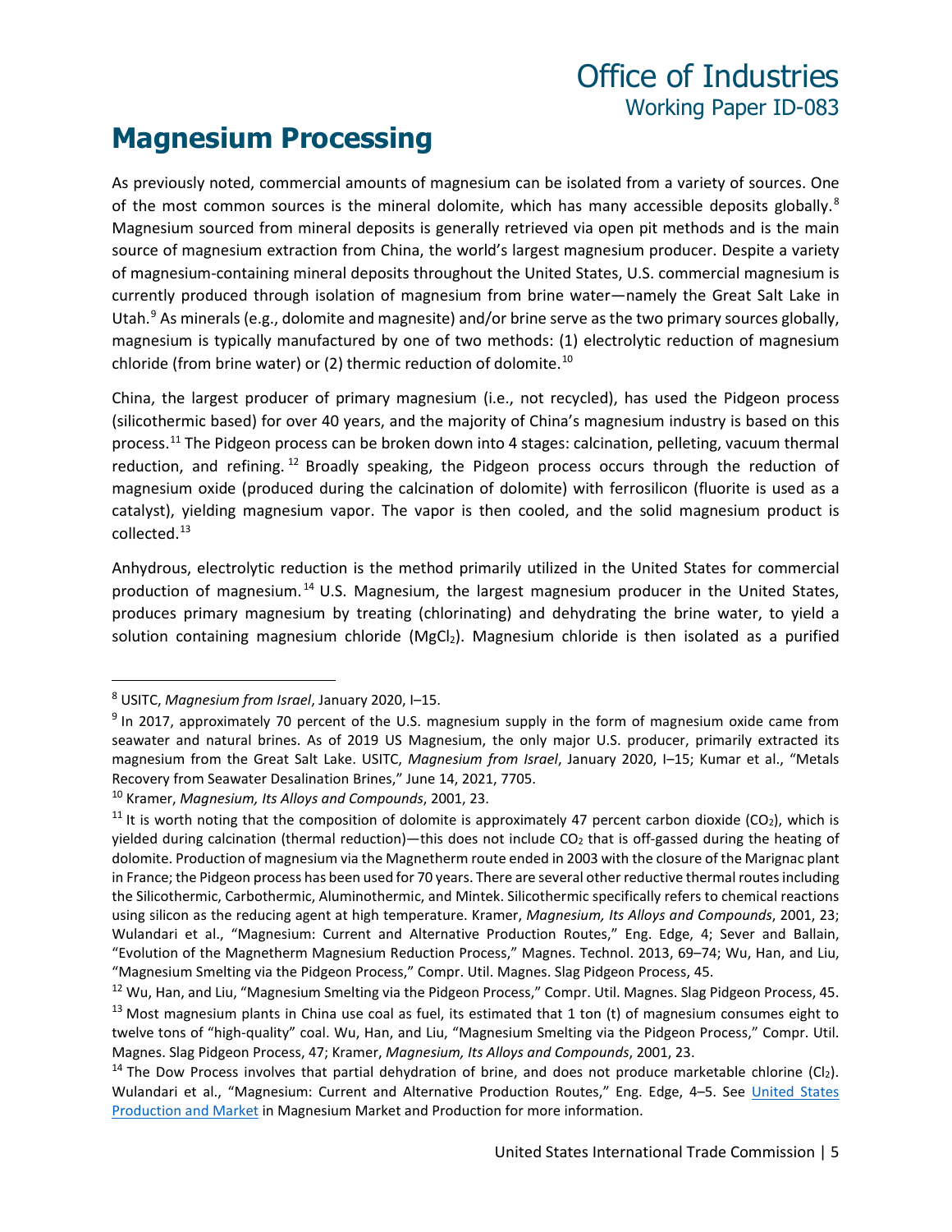# Magnesium Processing

As previously noted, commercial amounts of magnesium can be isolated from a variety of sources. One of the most common sources is the mineral dolomite, which has many accessible deposits globally.[8] Magnesium sourced from mineral deposits is generally retrieved via open pit methods and is the main source of magnesium extraction from China, the world's largest magnesium producer. Despite a variety of magnesium-containing mineral deposits throughout the United States, U.S. commercial magnesium is currently produced through isolation of magnesium from brine water—namely the Great Salt Lake in Utah.[9] As minerals (e.g., dolomite and magnesite) and/or brine serve as the two primary sources globally, magnesium is typically manufactured by one of two methods: (1) electrolytic reduction of magnesium chloride (from brine water) or (2) thermic reduction of dolomite.[10]

China, the largest producer of primary magnesium (i.e., not recycled), has used the Pidgeon process (silicothermic based) for over 40 years, and the majority of China's magnesium industry is based on this process.[11] The Pidgeon process can be broken down into 4 stages: calcination, pelleting, vacuum thermal reduction, and refining.[12] Broadly speaking, the Pidgeon process occurs through the reduction of magnesium oxide (produced during the calcination of dolomite) with ferrosilicon (fluorite is used as a catalyst), yielding magnesium vapor. The vapor is then cooled, and the solid magnesium product is collected.[13]

Anhydrous, electrolytic reduction is the method primarily utilized in the United States for commercial production of magnesium.[14] U.S. Magnesium, the largest magnesium producer in the United States, produces primary magnesium by treating (chlorinating) and dehydrating the brine water, to yield a solution containing magnesium chloride ($MgCl_2$). Magnesium chloride is then isolated as a purified

---

[8] USITC, *Magnesium from Israel*, January 2020, I–15.

[9] In 2017, approximately 70 percent of the U.S. magnesium supply in the form of magnesium oxide came from seawater and natural brines. As of 2019 US Magnesium, the only major U.S. producer, primarily extracted its magnesium from the Great Salt Lake. USITC, *Magnesium from Israel*, January 2020, I–15; Kumar et al., "Metals Recovery from Seawater Desalination Brines," June 14, 2021, 7705.

[10] Kramer, *Magnesium, Its Alloys and Compounds*, 2001, 23.

[11] It is worth noting that the composition of dolomite is approximately 47 percent carbon dioxide ($CO_2$), which is yielded during calcination (thermal reduction)—this does not include $CO_2$ that is off-gassed during the heating of dolomite. Production of magnesium via the Magnetherm route ended in 2003 with the closure of the Marignac plant in France; the Pidgeon process has been used for 70 years. There are several other reductive thermal routes including the Silicothermic, Carbothermic, Aluminothermic, and Mintek. Silicothermic specifically refers to chemical reactions using silicon as the reducing agent at high temperature. Kramer, *Magnesium, Its Alloys and Compounds*, 2001, 23; Wulandari et al., "Magnesium: Current and Alternative Production Routes," Eng. Edge, 4; Sever and Ballain, "Evolution of the Magnetherm Magnesium Reduction Process," Magnes. Technol. 2013, 69–74; Wu, Han, and Liu, "Magnesium Smelting via the Pidgeon Process," Compr. Util. Magnes. Slag Pidgeon Process, 45.

[12] Wu, Han, and Liu, "Magnesium Smelting via the Pidgeon Process," Compr. Util. Magnes. Slag Pidgeon Process, 45.

[13] Most magnesium plants in China use coal as fuel, its estimated that 1 ton (t) of magnesium consumes eight to twelve tons of "high-quality" coal. Wu, Han, and Liu, "Magnesium Smelting via the Pidgeon Process," Compr. Util. Magnes. Slag Pidgeon Process, 47; Kramer, *Magnesium, Its Alloys and Compounds*, 2001, 23.

[14] The Dow Process involves that partial dehydration of brine, and does not produce marketable chlorine ($Cl_2$). Wulandari et al., "Magnesium: Current and Alternative Production Routes," Eng. Edge, 4–5. See United States Production and Market in Magnesium Market and Production for more information.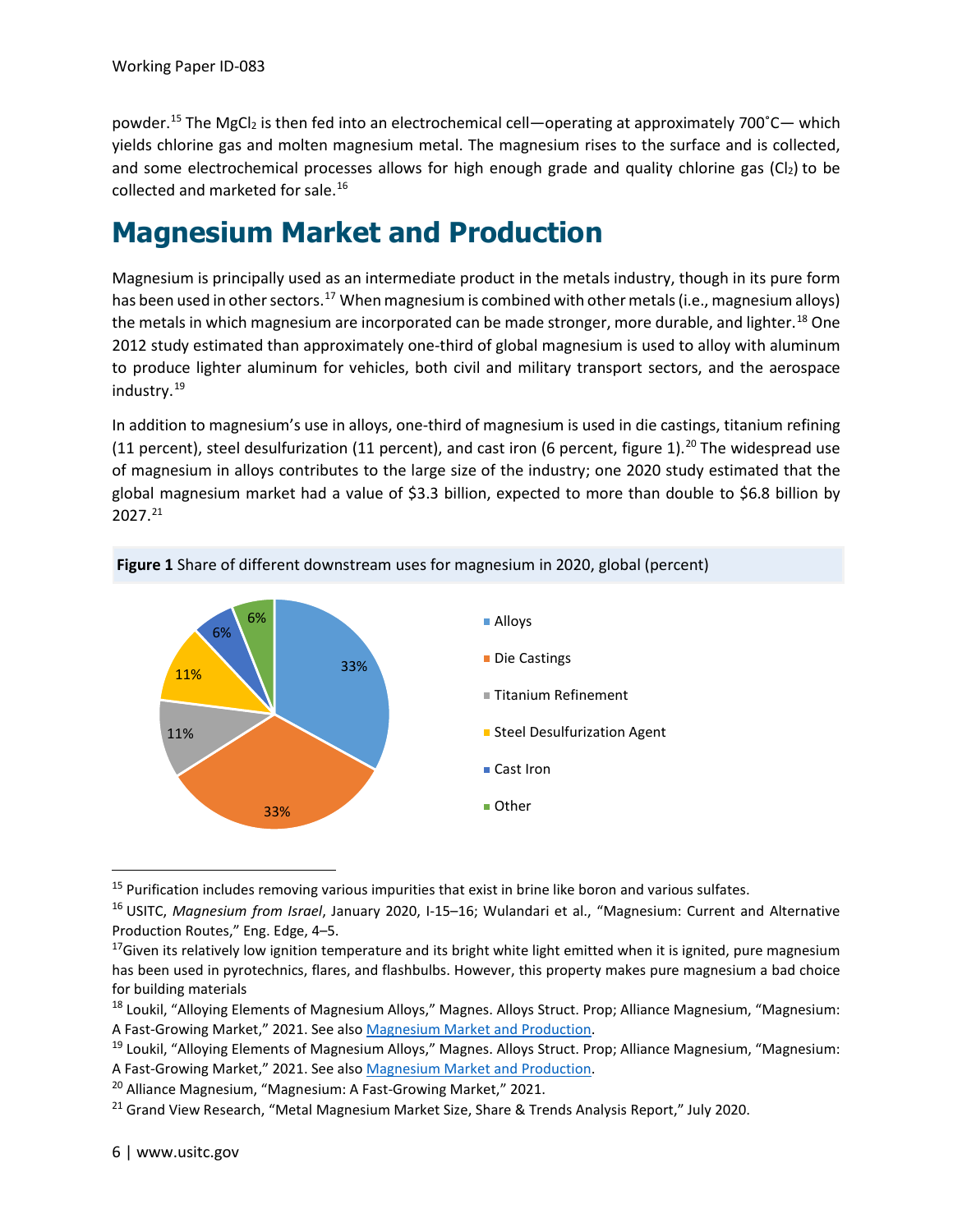powder.[15] The $MgCl_2$ is then fed into an electrochemical cell—operating at approximately 700˚C— which yields chlorine gas and molten magnesium metal. The magnesium rises to the surface and is collected, and some electrochemical processes allows for high enough grade and quality chlorine gas ($Cl_2$) to be collected and marketed for sale.[16]

# Magnesium Market and Production

Magnesium is principally used as an intermediate product in the metals industry, though in its pure form has been used in other sectors.[17] When magnesium is combined with other metals (i.e., magnesium alloys) the metals in which magnesium are incorporated can be made stronger, more durable, and lighter.[18] One 2012 study estimated than approximately one-third of global magnesium is used to alloy with aluminum to produce lighter aluminum for vehicles, both civil and military transport sectors, and the aerospace industry.[19]

In addition to magnesium's use in alloys, one-third of magnesium is used in die castings, titanium refining (11 percent), steel desulfurization (11 percent), and cast iron (6 percent, figure 1).[20] The widespread use of magnesium in alloys contributes to the large size of the industry; one 2020 study estimated that the global magnesium market had a value of $3.3 billion, expected to more than double to $6.8 billion by 2027.[21]

**Figure 1** Share of different downstream uses for magnesium in 2020, global (percent)

| Use | Share |
|---|---|
| Alloys | 33% |
| Die Castings | 33% |
| Titanium Refinement | 11% |
| Steel Desulfurization Agent | 11% |
| Cast Iron | 6% |
| Other | 6% |

---

[15] Purification includes removing various impurities that exist in brine like boron and various sulfates.

[16] USITC, *Magnesium from Israel*, January 2020, I-15–16; Wulandari et al., "Magnesium: Current and Alternative Production Routes," Eng. Edge, 4–5.

[17] Given its relatively low ignition temperature and its bright white light emitted when it is ignited, pure magnesium has been used in pyrotechnics, flares, and flashbulbs. However, this property makes pure magnesium a bad choice for building materials

[18] Loukil, "Alloying Elements of Magnesium Alloys," Magnes. Alloys Struct. Prop; Alliance Magnesium, "Magnesium: A Fast-Growing Market," 2021. See also Magnesium Market and Production.

[19] Loukil, "Alloying Elements of Magnesium Alloys," Magnes. Alloys Struct. Prop; Alliance Magnesium, "Magnesium: A Fast-Growing Market," 2021. See also Magnesium Market and Production.

[20] Alliance Magnesium, "Magnesium: A Fast-Growing Market," 2021.

[21] Grand View Research, "Metal Magnesium Market Size, Share & Trends Analysis Report," July 2020.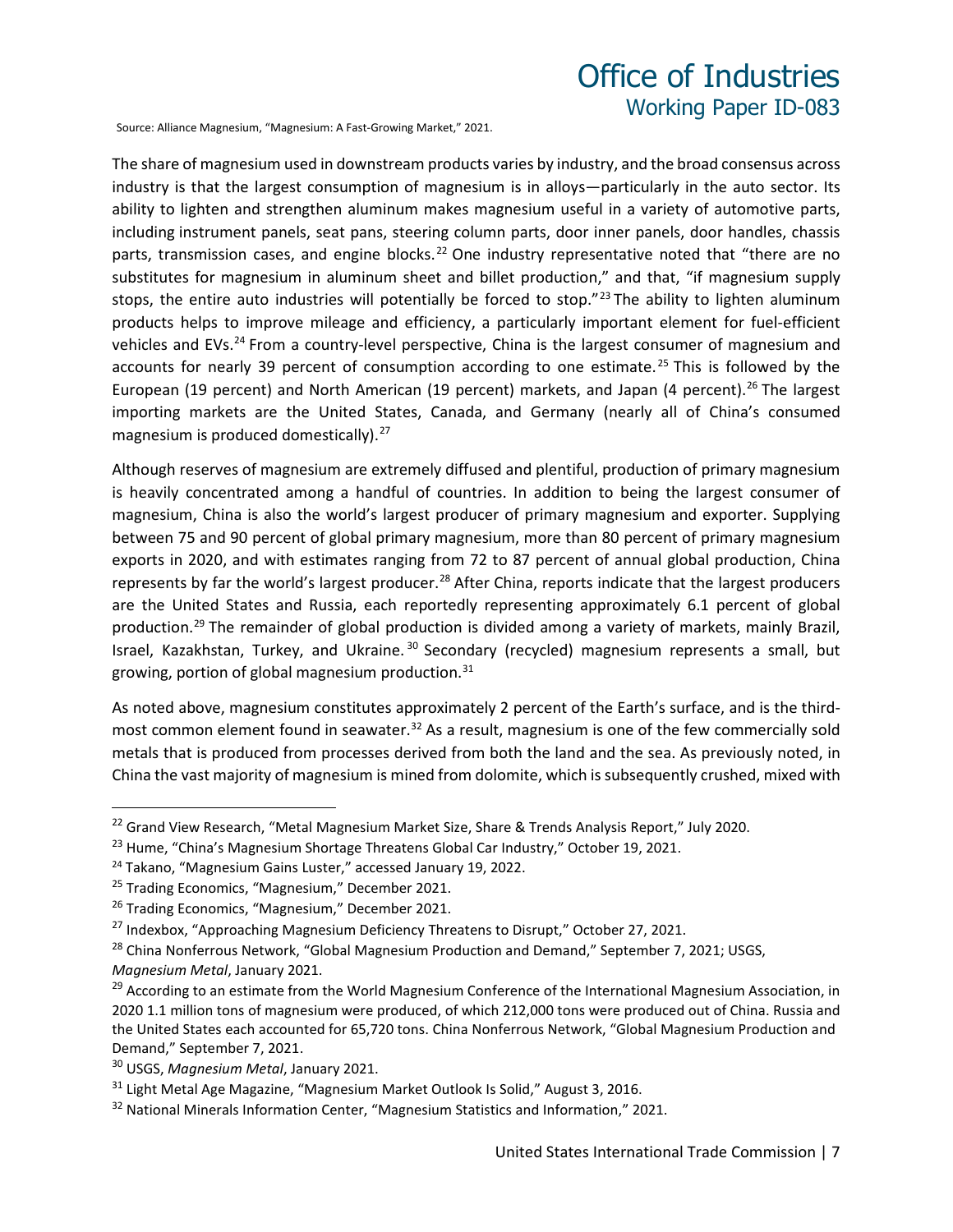Source: Alliance Magnesium, "Magnesium: A Fast-Growing Market," 2021.

The share of magnesium used in downstream products varies by industry, and the broad consensus across industry is that the largest consumption of magnesium is in alloys—particularly in the auto sector. Its ability to lighten and strengthen aluminum makes magnesium useful in a variety of automotive parts, including instrument panels, seat pans, steering column parts, door inner panels, door handles, chassis parts, transmission cases, and engine blocks.[22] One industry representative noted that "there are no substitutes for magnesium in aluminum sheet and billet production," and that, "if magnesium supply stops, the entire auto industries will potentially be forced to stop."[23] The ability to lighten aluminum products helps to improve mileage and efficiency, a particularly important element for fuel-efficient vehicles and EVs.[24] From a country-level perspective, China is the largest consumer of magnesium and accounts for nearly 39 percent of consumption according to one estimate.[25] This is followed by the European (19 percent) and North American (19 percent) markets, and Japan (4 percent).[26] The largest importing markets are the United States, Canada, and Germany (nearly all of China's consumed magnesium is produced domestically).[27]

Although reserves of magnesium are extremely diffused and plentiful, production of primary magnesium is heavily concentrated among a handful of countries. In addition to being the largest consumer of magnesium, China is also the world's largest producer of primary magnesium and exporter. Supplying between 75 and 90 percent of global primary magnesium, more than 80 percent of primary magnesium exports in 2020, and with estimates ranging from 72 to 87 percent of annual global production, China represents by far the world's largest producer.[28] After China, reports indicate that the largest producers are the United States and Russia, each reportedly representing approximately 6.1 percent of global production.[29] The remainder of global production is divided among a variety of markets, mainly Brazil, Israel, Kazakhstan, Turkey, and Ukraine.[30] Secondary (recycled) magnesium represents a small, but growing, portion of global magnesium production.[31]

As noted above, magnesium constitutes approximately 2 percent of the Earth's surface, and is the third-most common element found in seawater.[32] As a result, magnesium is one of the few commercially sold metals that is produced from processes derived from both the land and the sea. As previously noted, in China the vast majority of magnesium is mined from dolomite, which is subsequently crushed, mixed with

---

[22] Grand View Research, "Metal Magnesium Market Size, Share & Trends Analysis Report," July 2020.

[23] Hume, "China's Magnesium Shortage Threatens Global Car Industry," October 19, 2021.

[24] Takano, "Magnesium Gains Luster," accessed January 19, 2022.

[25] Trading Economics, "Magnesium," December 2021.

[26] Trading Economics, "Magnesium," December 2021.

[27] Indexbox, "Approaching Magnesium Deficiency Threatens to Disrupt," October 27, 2021.

[28] China Nonferrous Network, "Global Magnesium Production and Demand," September 7, 2021; USGS, *Magnesium Metal*, January 2021.

[29] According to an estimate from the World Magnesium Conference of the International Magnesium Association, in 2020 1.1 million tons of magnesium were produced, of which 212,000 tons were produced out of China. Russia and the United States each accounted for 65,720 tons. China Nonferrous Network, "Global Magnesium Production and Demand," September 7, 2021.

[30] USGS, *Magnesium Metal*, January 2021.

[31] Light Metal Age Magazine, "Magnesium Market Outlook Is Solid," August 3, 2016.

[32] National Minerals Information Center, "Magnesium Statistics and Information," 2021.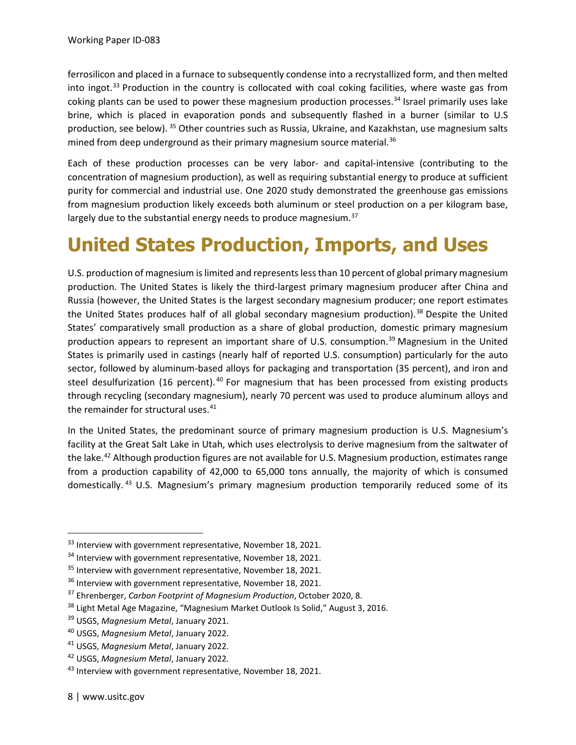ferrosilicon and placed in a furnace to subsequently condense into a recrystallized form, and then melted into ingot.[33] Production in the country is collocated with coal coking facilities, where waste gas from coking plants can be used to power these magnesium production processes.[34] Israel primarily uses lake brine, which is placed in evaporation ponds and subsequently flashed in a burner (similar to U.S production, see below). [35] Other countries such as Russia, Ukraine, and Kazakhstan, use magnesium salts mined from deep underground as their primary magnesium source material.[36]

Each of these production processes can be very labor- and capital-intensive (contributing to the concentration of magnesium production), as well as requiring substantial energy to produce at sufficient purity for commercial and industrial use. One 2020 study demonstrated the greenhouse gas emissions from magnesium production likely exceeds both aluminum or steel production on a per kilogram base, largely due to the substantial energy needs to produce magnesium.[37]

# United States Production, Imports, and Uses

U.S. production of magnesium is limited and represents less than 10 percent of global primary magnesium production. The United States is likely the third-largest primary magnesium producer after China and Russia (however, the United States is the largest secondary magnesium producer; one report estimates the United States produces half of all global secondary magnesium production).[38] Despite the United States' comparatively small production as a share of global production, domestic primary magnesium production appears to represent an important share of U.S. consumption.[39] Magnesium in the United States is primarily used in castings (nearly half of reported U.S. consumption) particularly for the auto sector, followed by aluminum-based alloys for packaging and transportation (35 percent), and iron and steel desulfurization (16 percent).[40] For magnesium that has been processed from existing products through recycling (secondary magnesium), nearly 70 percent was used to produce aluminum alloys and the remainder for structural uses.[41]

In the United States, the predominant source of primary magnesium production is U.S. Magnesium's facility at the Great Salt Lake in Utah, which uses electrolysis to derive magnesium from the saltwater of the lake.[42] Although production figures are not available for U.S. Magnesium production, estimates range from a production capability of 42,000 to 65,000 tons annually, the majority of which is consumed domestically. [43] U.S. Magnesium's primary magnesium production temporarily reduced some of its

---

[33] Interview with government representative, November 18, 2021.

[34] Interview with government representative, November 18, 2021.

[35] Interview with government representative, November 18, 2021.

[36] Interview with government representative, November 18, 2021.

[37] Ehrenberger, *Carbon Footprint of Magnesium Production*, October 2020, 8.

[38] Light Metal Age Magazine, "Magnesium Market Outlook Is Solid," August 3, 2016.

[39] USGS, *Magnesium Metal*, January 2021.

[40] USGS, *Magnesium Metal*, January 2022.

[41] USGS, *Magnesium Metal*, January 2022.

[42] USGS, *Magnesium Metal*, January 2022.

[43] Interview with government representative, November 18, 2021.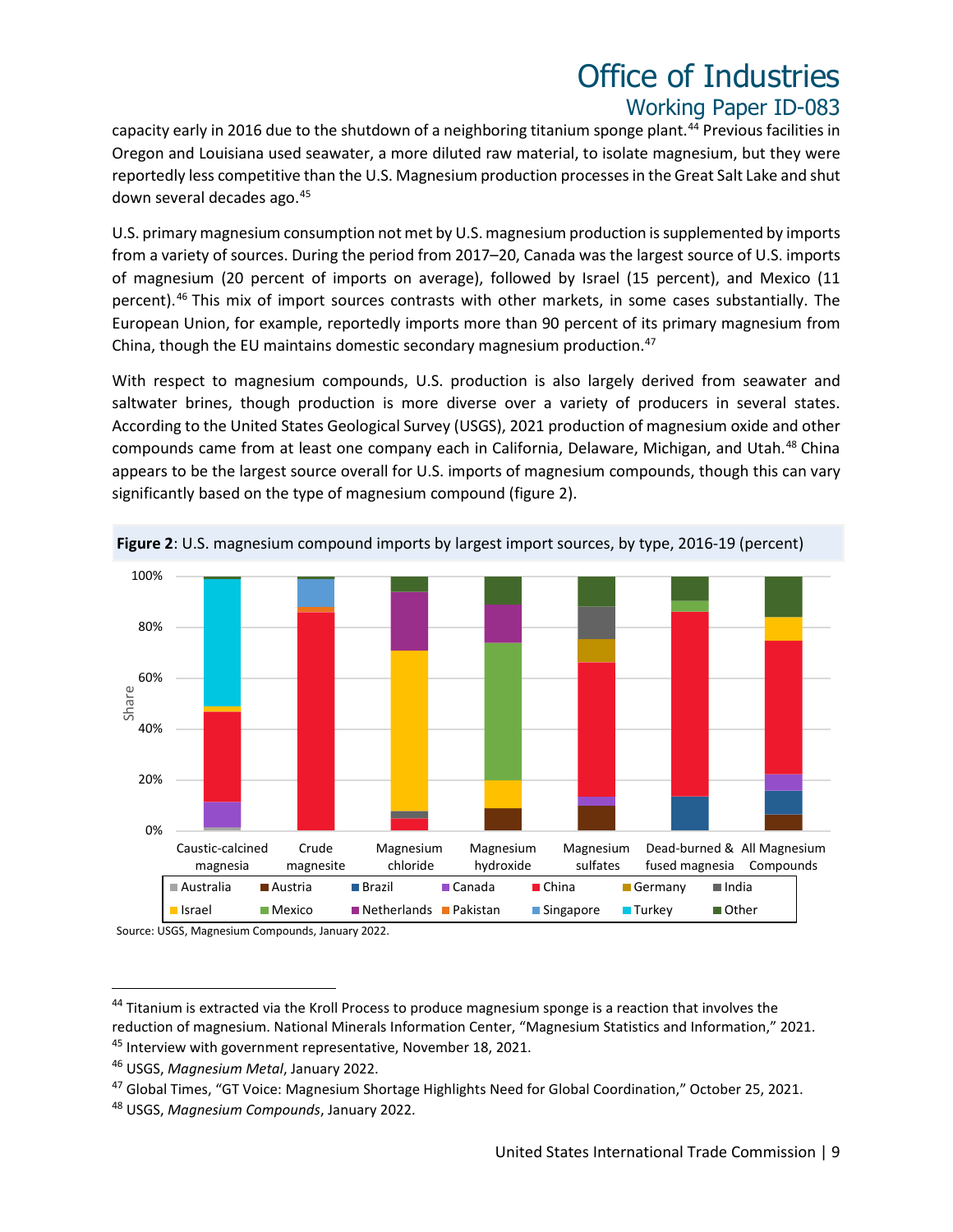capacity early in 2016 due to the shutdown of a neighboring titanium sponge plant.[44] Previous facilities in Oregon and Louisiana used seawater, a more diluted raw material, to isolate magnesium, but they were reportedly less competitive than the U.S. Magnesium production processes in the Great Salt Lake and shut down several decades ago.[45]

U.S. primary magnesium consumption not met by U.S. magnesium production is supplemented by imports from a variety of sources. During the period from 2017–20, Canada was the largest source of U.S. imports of magnesium (20 percent of imports on average), followed by Israel (15 percent), and Mexico (11 percent).[46] This mix of import sources contrasts with other markets, in some cases substantially. The European Union, for example, reportedly imports more than 90 percent of its primary magnesium from China, though the EU maintains domestic secondary magnesium production.[47]

With respect to magnesium compounds, U.S. production is also largely derived from seawater and saltwater brines, though production is more diverse over a variety of producers in several states. According to the United States Geological Survey (USGS), 2021 production of magnesium oxide and other compounds came from at least one company each in California, Delaware, Michigan, and Utah.[48] China appears to be the largest source overall for U.S. imports of magnesium compounds, though this can vary significantly based on the type of magnesium compound (figure 2).

**Figure 2**: U.S. magnesium compound imports by largest import sources, by type, 2016-19 (percent)

Source: USGS, Magnesium Compounds, January 2022.

---

[44] Titanium is extracted via the Kroll Process to produce magnesium sponge is a reaction that involves the reduction of magnesium. National Minerals Information Center, "Magnesium Statistics and Information," 2021.

[45] Interview with government representative, November 18, 2021.

[46] USGS, *Magnesium Metal*, January 2022.

[47] Global Times, "GT Voice: Magnesium Shortage Highlights Need for Global Coordination," October 25, 2021.

[48] USGS, *Magnesium Compounds*, January 2022.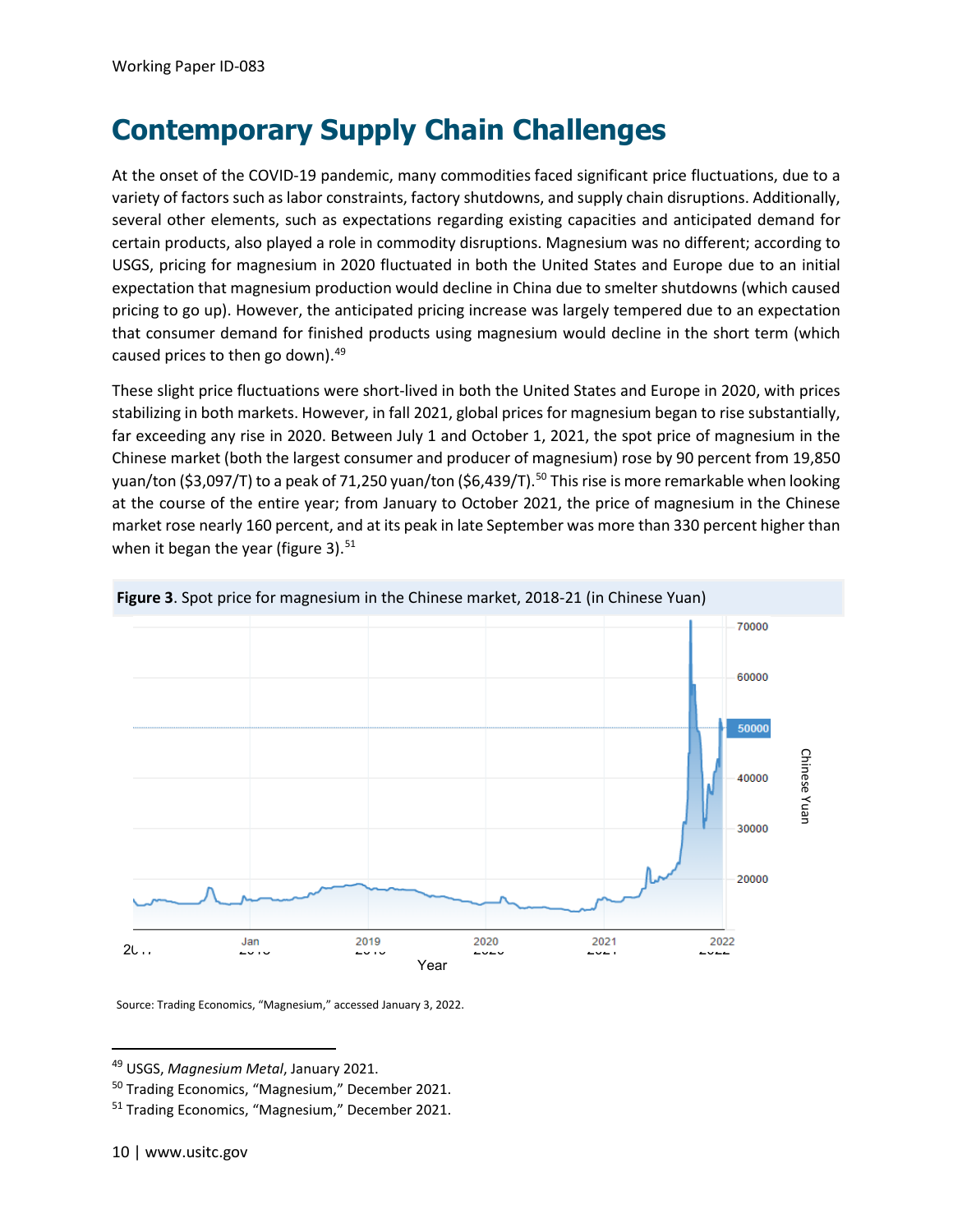# Contemporary Supply Chain Challenges

At the onset of the COVID-19 pandemic, many commodities faced significant price fluctuations, due to a variety of factors such as labor constraints, factory shutdowns, and supply chain disruptions. Additionally, several other elements, such as expectations regarding existing capacities and anticipated demand for certain products, also played a role in commodity disruptions. Magnesium was no different; according to USGS, pricing for magnesium in 2020 fluctuated in both the United States and Europe due to an initial expectation that magnesium production would decline in China due to smelter shutdowns (which caused pricing to go up). However, the anticipated pricing increase was largely tempered due to an expectation that consumer demand for finished products using magnesium would decline in the short term (which caused prices to then go down).[49]

These slight price fluctuations were short-lived in both the United States and Europe in 2020, with prices stabilizing in both markets. However, in fall 2021, global prices for magnesium began to rise substantially, far exceeding any rise in 2020. Between July 1 and October 1, 2021, the spot price of magnesium in the Chinese market (both the largest consumer and producer of magnesium) rose by 90 percent from 19,850 yuan/ton ($3,097/T) to a peak of 71,250 yuan/ton ($6,439/T).[50] This rise is more remarkable when looking at the course of the entire year; from January to October 2021, the price of magnesium in the Chinese market rose nearly 160 percent, and at its peak in late September was more than 330 percent higher than when it began the year (figure 3).[51]

**Figure 3**. Spot price for magnesium in the Chinese market, 2018-21 (in Chinese Yuan)

Source: Trading Economics, "Magnesium," accessed January 3, 2022.

[49] USGS, *Magnesium Metal*, January 2021.
[50] Trading Economics, "Magnesium," December 2021.
[51] Trading Economics, "Magnesium," December 2021.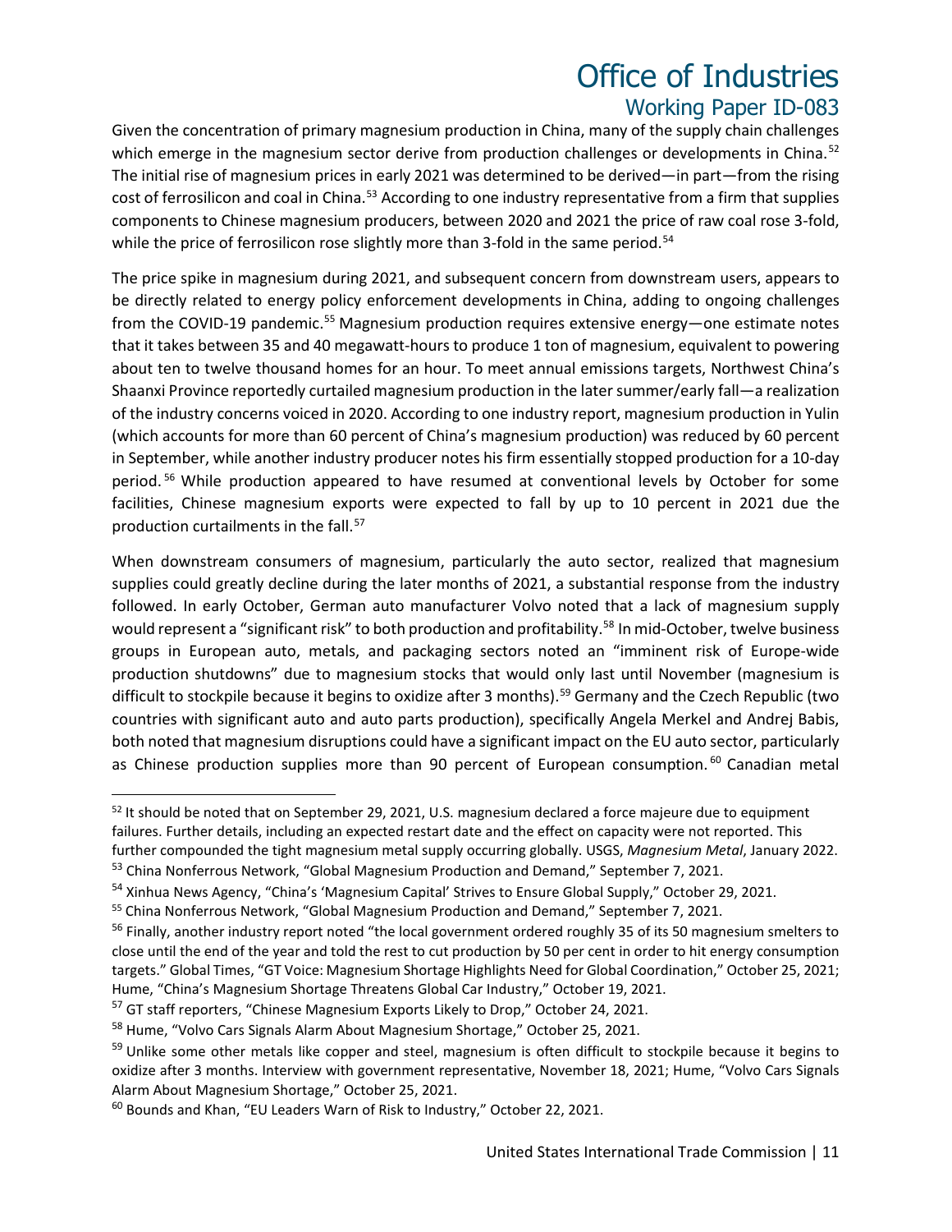Given the concentration of primary magnesium production in China, many of the supply chain challenges which emerge in the magnesium sector derive from production challenges or developments in China.[52] The initial rise of magnesium prices in early 2021 was determined to be derived—in part—from the rising cost of ferrosilicon and coal in China.[53] According to one industry representative from a firm that supplies components to Chinese magnesium producers, between 2020 and 2021 the price of raw coal rose 3-fold, while the price of ferrosilicon rose slightly more than 3-fold in the same period.[54]

The price spike in magnesium during 2021, and subsequent concern from downstream users, appears to be directly related to energy policy enforcement developments in China, adding to ongoing challenges from the COVID-19 pandemic.[55] Magnesium production requires extensive energy—one estimate notes that it takes between 35 and 40 megawatt-hours to produce 1 ton of magnesium, equivalent to powering about ten to twelve thousand homes for an hour. To meet annual emissions targets, Northwest China's Shaanxi Province reportedly curtailed magnesium production in the later summer/early fall—a realization of the industry concerns voiced in 2020. According to one industry report, magnesium production in Yulin (which accounts for more than 60 percent of China's magnesium production) was reduced by 60 percent in September, while another industry producer notes his firm essentially stopped production for a 10-day period.[56] While production appeared to have resumed at conventional levels by October for some facilities, Chinese magnesium exports were expected to fall by up to 10 percent in 2021 due the production curtailments in the fall.[57]

When downstream consumers of magnesium, particularly the auto sector, realized that magnesium supplies could greatly decline during the later months of 2021, a substantial response from the industry followed. In early October, German auto manufacturer Volvo noted that a lack of magnesium supply would represent a "significant risk" to both production and profitability.[58] In mid-October, twelve business groups in European auto, metals, and packaging sectors noted an "imminent risk of Europe-wide production shutdowns" due to magnesium stocks that would only last until November (magnesium is difficult to stockpile because it begins to oxidize after 3 months).[59] Germany and the Czech Republic (two countries with significant auto and auto parts production), specifically Angela Merkel and Andrej Babis, both noted that magnesium disruptions could have a significant impact on the EU auto sector, particularly as Chinese production supplies more than 90 percent of European consumption.[60] Canadian metal

---

[52] It should be noted that on September 29, 2021, U.S. magnesium declared a force majeure due to equipment failures. Further details, including an expected restart date and the effect on capacity were not reported. This further compounded the tight magnesium metal supply occurring globally. USGS, *Magnesium Metal*, January 2022.

[53] China Nonferrous Network, "Global Magnesium Production and Demand," September 7, 2021.

[54] Xinhua News Agency, "China's 'Magnesium Capital' Strives to Ensure Global Supply," October 29, 2021.

[55] China Nonferrous Network, "Global Magnesium Production and Demand," September 7, 2021.

[56] Finally, another industry report noted "the local government ordered roughly 35 of its 50 magnesium smelters to close until the end of the year and told the rest to cut production by 50 per cent in order to hit energy consumption targets." Global Times, "GT Voice: Magnesium Shortage Highlights Need for Global Coordination," October 25, 2021; Hume, "China's Magnesium Shortage Threatens Global Car Industry," October 19, 2021.

[57] GT staff reporters, "Chinese Magnesium Exports Likely to Drop," October 24, 2021.

[58] Hume, "Volvo Cars Signals Alarm About Magnesium Shortage," October 25, 2021.

[59] Unlike some other metals like copper and steel, magnesium is often difficult to stockpile because it begins to oxidize after 3 months. Interview with government representative, November 18, 2021; Hume, "Volvo Cars Signals Alarm About Magnesium Shortage," October 25, 2021.

[60] Bounds and Khan, "EU Leaders Warn of Risk to Industry," October 22, 2021.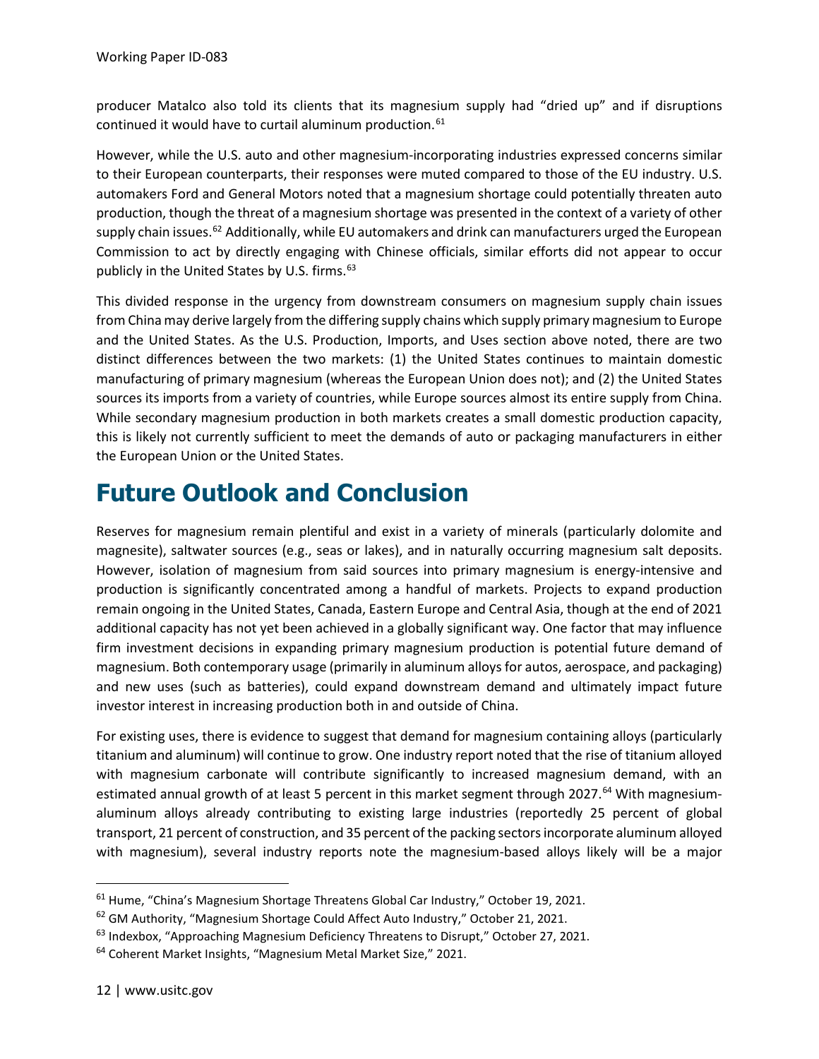producer Matalco also told its clients that its magnesium supply had "dried up" and if disruptions continued it would have to curtail aluminum production.[61]

However, while the U.S. auto and other magnesium-incorporating industries expressed concerns similar to their European counterparts, their responses were muted compared to those of the EU industry. U.S. automakers Ford and General Motors noted that a magnesium shortage could potentially threaten auto production, though the threat of a magnesium shortage was presented in the context of a variety of other supply chain issues.[62] Additionally, while EU automakers and drink can manufacturers urged the European Commission to act by directly engaging with Chinese officials, similar efforts did not appear to occur publicly in the United States by U.S. firms.[63]

This divided response in the urgency from downstream consumers on magnesium supply chain issues from China may derive largely from the differing supply chains which supply primary magnesium to Europe and the United States. As the U.S. Production, Imports, and Uses section above noted, there are two distinct differences between the two markets: (1) the United States continues to maintain domestic manufacturing of primary magnesium (whereas the European Union does not); and (2) the United States sources its imports from a variety of countries, while Europe sources almost its entire supply from China. While secondary magnesium production in both markets creates a small domestic production capacity, this is likely not currently sufficient to meet the demands of auto or packaging manufacturers in either the European Union or the United States.

# Future Outlook and Conclusion

Reserves for magnesium remain plentiful and exist in a variety of minerals (particularly dolomite and magnesite), saltwater sources (e.g., seas or lakes), and in naturally occurring magnesium salt deposits. However, isolation of magnesium from said sources into primary magnesium is energy-intensive and production is significantly concentrated among a handful of markets. Projects to expand production remain ongoing in the United States, Canada, Eastern Europe and Central Asia, though at the end of 2021 additional capacity has not yet been achieved in a globally significant way. One factor that may influence firm investment decisions in expanding primary magnesium production is potential future demand of magnesium. Both contemporary usage (primarily in aluminum alloys for autos, aerospace, and packaging) and new uses (such as batteries), could expand downstream demand and ultimately impact future investor interest in increasing production both in and outside of China.

For existing uses, there is evidence to suggest that demand for magnesium containing alloys (particularly titanium and aluminum) will continue to grow. One industry report noted that the rise of titanium alloyed with magnesium carbonate will contribute significantly to increased magnesium demand, with an estimated annual growth of at least 5 percent in this market segment through 2027.[64] With magnesium-aluminum alloys already contributing to existing large industries (reportedly 25 percent of global transport, 21 percent of construction, and 35 percent of the packing sectors incorporate aluminum alloyed with magnesium), several industry reports note the magnesium-based alloys likely will be a major

---

[61] Hume, "China's Magnesium Shortage Threatens Global Car Industry," October 19, 2021.

[62] GM Authority, "Magnesium Shortage Could Affect Auto Industry," October 21, 2021.

[63] Indexbox, "Approaching Magnesium Deficiency Threatens to Disrupt," October 27, 2021.

[64] Coherent Market Insights, "Magnesium Metal Market Size," 2021.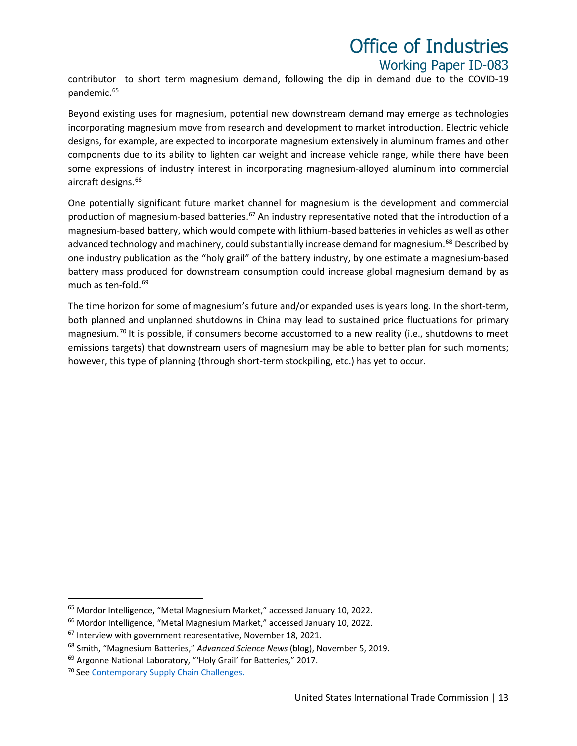contributor to short term magnesium demand, following the dip in demand due to the COVID-19 pandemic.[65]

Beyond existing uses for magnesium, potential new downstream demand may emerge as technologies incorporating magnesium move from research and development to market introduction. Electric vehicle designs, for example, are expected to incorporate magnesium extensively in aluminum frames and other components due to its ability to lighten car weight and increase vehicle range, while there have been some expressions of industry interest in incorporating magnesium-alloyed aluminum into commercial aircraft designs.[66]

One potentially significant future market channel for magnesium is the development and commercial production of magnesium-based batteries.[67] An industry representative noted that the introduction of a magnesium-based battery, which would compete with lithium-based batteries in vehicles as well as other advanced technology and machinery, could substantially increase demand for magnesium.[68] Described by one industry publication as the "holy grail" of the battery industry, by one estimate a magnesium-based battery mass produced for downstream consumption could increase global magnesium demand by as much as ten-fold.[69]

The time horizon for some of magnesium's future and/or expanded uses is years long. In the short-term, both planned and unplanned shutdowns in China may lead to sustained price fluctuations for primary magnesium.[70] It is possible, if consumers become accustomed to a new reality (i.e., shutdowns to meet emissions targets) that downstream users of magnesium may be able to better plan for such moments; however, this type of planning (through short-term stockpiling, etc.) has yet to occur.

---

[65] Mordor Intelligence, "Metal Magnesium Market," accessed January 10, 2022.

[66] Mordor Intelligence, "Metal Magnesium Market," accessed January 10, 2022.

[67] Interview with government representative, November 18, 2021.

[68] Smith, "Magnesium Batteries," *Advanced Science News* (blog), November 5, 2019.

[69] Argonne National Laboratory, "'Holy Grail' for Batteries," 2017.

[70] See [Contemporary Supply Chain Challenges.](#)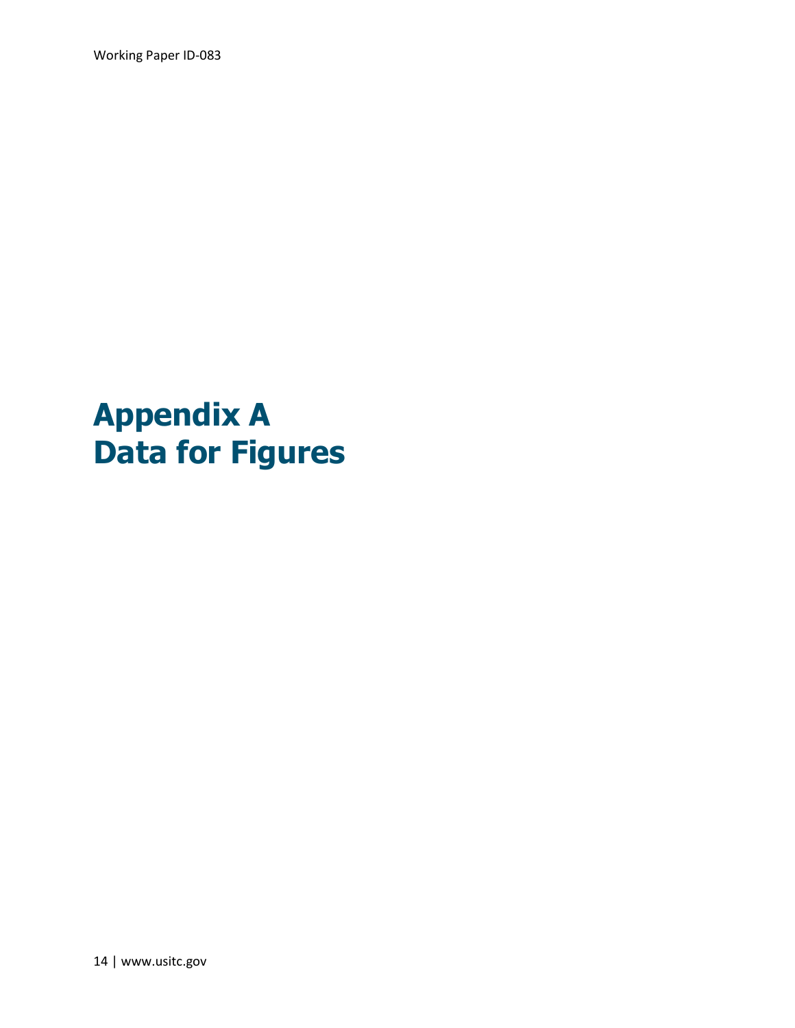# Appendix A
# Data for Figures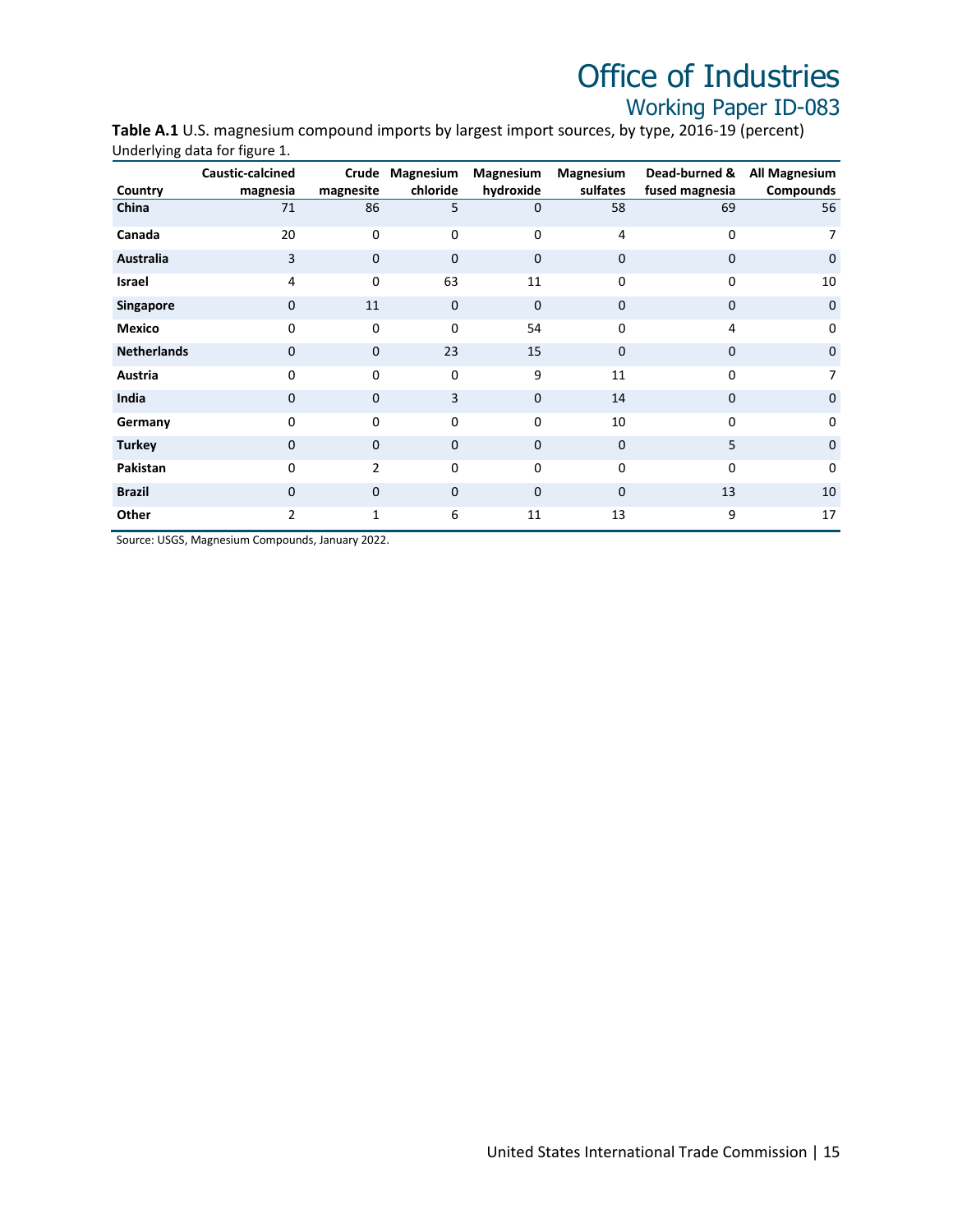**Table A.1** U.S. magnesium compound imports by largest import sources, by type, 2016-19 (percent)
Underlying data for figure 1.

| Country | Caustic-calcined magnesia | Crude magnesite | Magnesium chloride | Magnesium hydroxide | Magnesium sulfates | Dead-burned & fused magnesia | All Magnesium Compounds |
|---|---|---|---|---|---|---|---|
| **China** | 71 | 86 | 5 | 0 | 58 | 69 | 56 |
| **Canada** | 20 | 0 | 0 | 0 | 4 | 0 | 7 |
| **Australia** | 3 | 0 | 0 | 0 | 0 | 0 | 0 |
| **Israel** | 4 | 0 | 63 | 11 | 0 | 0 | 10 |
| **Singapore** | 0 | 11 | 0 | 0 | 0 | 0 | 0 |
| **Mexico** | 0 | 0 | 0 | 54 | 0 | 4 | 0 |
| **Netherlands** | 0 | 0 | 23 | 15 | 0 | 0 | 0 |
| **Austria** | 0 | 0 | 0 | 9 | 11 | 0 | 7 |
| **India** | 0 | 0 | 3 | 0 | 14 | 0 | 0 |
| **Germany** | 0 | 0 | 0 | 0 | 10 | 0 | 0 |
| **Turkey** | 0 | 0 | 0 | 0 | 0 | 5 | 0 |
| **Pakistan** | 0 | 2 | 0 | 0 | 0 | 0 | 0 |
| **Brazil** | 0 | 0 | 0 | 0 | 0 | 13 | 10 |
| **Other** | 2 | 1 | 6 | 11 | 13 | 9 | 17 |

Source: USGS, Magnesium Compounds, January 2022.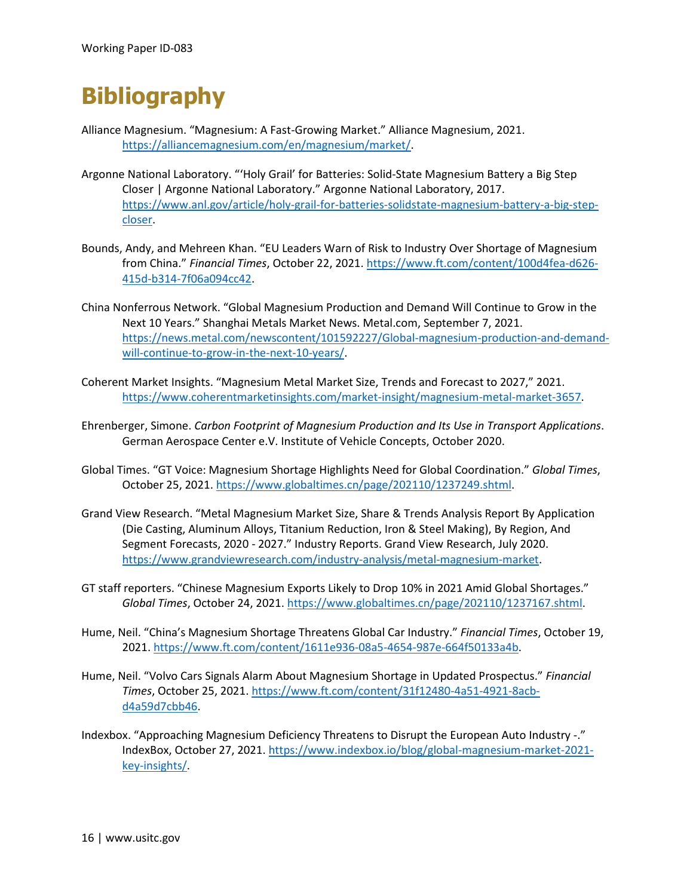# Bibliography

Alliance Magnesium. “Magnesium: A Fast-Growing Market.” Alliance Magnesium, 2021. https://alliancemagnesium.com/en/magnesium/market/.

Argonne National Laboratory. “‘Holy Grail’ for Batteries: Solid-State Magnesium Battery a Big Step Closer | Argonne National Laboratory.” Argonne National Laboratory, 2017. https://www.anl.gov/article/holy-grail-for-batteries-solidstate-magnesium-battery-a-big-step-closer.

Bounds, Andy, and Mehreen Khan. “EU Leaders Warn of Risk to Industry Over Shortage of Magnesium from China.” *Financial Times*, October 22, 2021. https://www.ft.com/content/100d4fea-d626-415d-b314-7f06a094cc42.

China Nonferrous Network. “Global Magnesium Production and Demand Will Continue to Grow in the Next 10 Years.” Shanghai Metals Market News. Metal.com, September 7, 2021. https://news.metal.com/newscontent/101592227/Global-magnesium-production-and-demand-will-continue-to-grow-in-the-next-10-years/.

Coherent Market Insights. “Magnesium Metal Market Size, Trends and Forecast to 2027,” 2021. https://www.coherentmarketinsights.com/market-insight/magnesium-metal-market-3657.

Ehrenberger, Simone. *Carbon Footprint of Magnesium Production and Its Use in Transport Applications*. German Aerospace Center e.V. Institute of Vehicle Concepts, October 2020.

Global Times. “GT Voice: Magnesium Shortage Highlights Need for Global Coordination.” *Global Times*, October 25, 2021. https://www.globaltimes.cn/page/202110/1237249.shtml.

Grand View Research. “Metal Magnesium Market Size, Share & Trends Analysis Report By Application (Die Casting, Aluminum Alloys, Titanium Reduction, Iron & Steel Making), By Region, And Segment Forecasts, 2020 - 2027.” Industry Reports. Grand View Research, July 2020. https://www.grandviewresearch.com/industry-analysis/metal-magnesium-market.

GT staff reporters. “Chinese Magnesium Exports Likely to Drop 10% in 2021 Amid Global Shortages.” *Global Times*, October 24, 2021. https://www.globaltimes.cn/page/202110/1237167.shtml.

Hume, Neil. “China’s Magnesium Shortage Threatens Global Car Industry.” *Financial Times*, October 19, 2021. https://www.ft.com/content/1611e936-08a5-4654-987e-664f50133a4b.

Hume, Neil. “Volvo Cars Signals Alarm About Magnesium Shortage in Updated Prospectus.” *Financial Times*, October 25, 2021. https://www.ft.com/content/31f12480-4a51-4921-8acb-d4a59d7cbb46.

Indexbox. “Approaching Magnesium Deficiency Threatens to Disrupt the European Auto Industry -.” IndexBox, October 27, 2021. https://www.indexbox.io/blog/global-magnesium-market-2021-key-insights/.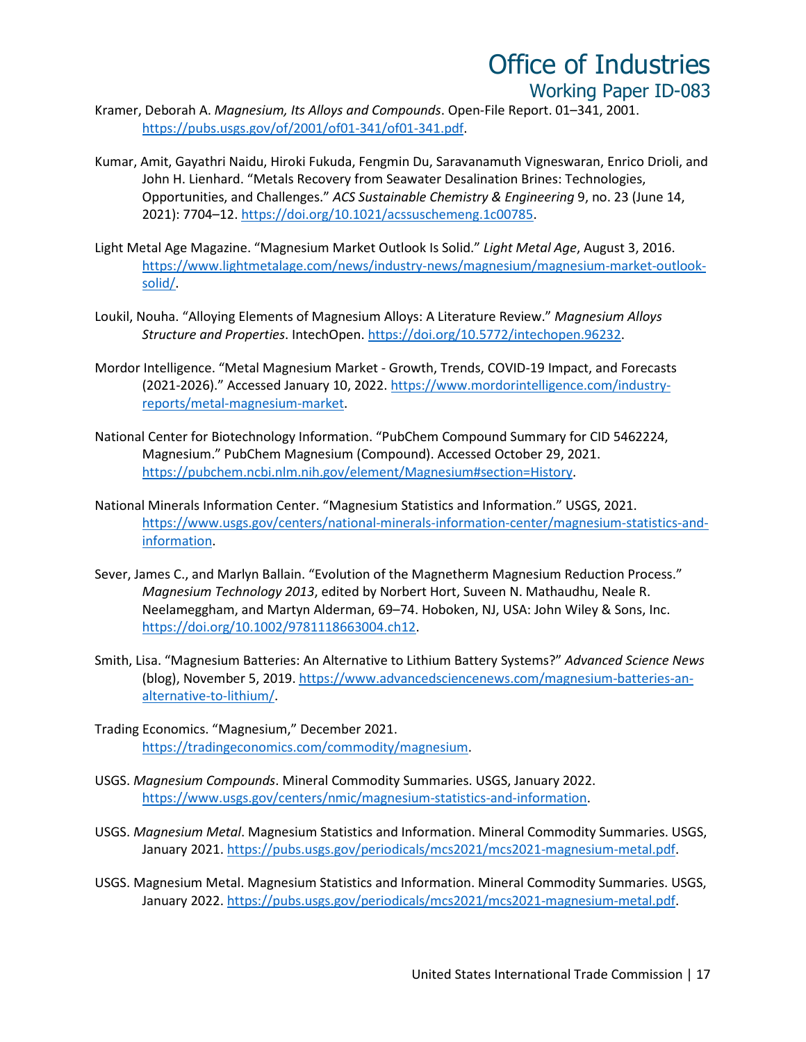Kramer, Deborah A. *Magnesium, Its Alloys and Compounds*. Open-File Report. 01–341, 2001. https://pubs.usgs.gov/of/2001/of01-341/of01-341.pdf.

Kumar, Amit, Gayathri Naidu, Hiroki Fukuda, Fengmin Du, Saravanamuth Vigneswaran, Enrico Drioli, and John H. Lienhard. "Metals Recovery from Seawater Desalination Brines: Technologies, Opportunities, and Challenges." *ACS Sustainable Chemistry & Engineering* 9, no. 23 (June 14, 2021): 7704–12. https://doi.org/10.1021/acssuschemeng.1c00785.

Light Metal Age Magazine. "Magnesium Market Outlook Is Solid." *Light Metal Age*, August 3, 2016. https://www.lightmetalage.com/news/industry-news/magnesium/magnesium-market-outlook-solid/.

Loukil, Nouha. "Alloying Elements of Magnesium Alloys: A Literature Review." *Magnesium Alloys Structure and Properties*. IntechOpen. https://doi.org/10.5772/intechopen.96232.

Mordor Intelligence. "Metal Magnesium Market - Growth, Trends, COVID-19 Impact, and Forecasts (2021-2026)." Accessed January 10, 2022. https://www.mordorintelligence.com/industry-reports/metal-magnesium-market.

National Center for Biotechnology Information. "PubChem Compound Summary for CID 5462224, Magnesium." PubChem Magnesium (Compound). Accessed October 29, 2021. https://pubchem.ncbi.nlm.nih.gov/element/Magnesium#section=History.

National Minerals Information Center. "Magnesium Statistics and Information." USGS, 2021. https://www.usgs.gov/centers/national-minerals-information-center/magnesium-statistics-and-information.

Sever, James C., and Marlyn Ballain. "Evolution of the Magnetherm Magnesium Reduction Process." *Magnesium Technology 2013*, edited by Norbert Hort, Suveen N. Mathaudhu, Neale R. Neelameggham, and Martyn Alderman, 69–74. Hoboken, NJ, USA: John Wiley & Sons, Inc. https://doi.org/10.1002/9781118663004.ch12.

Smith, Lisa. "Magnesium Batteries: An Alternative to Lithium Battery Systems?" *Advanced Science News* (blog), November 5, 2019. https://www.advancedsciencenews.com/magnesium-batteries-an-alternative-to-lithium/.

Trading Economics. "Magnesium," December 2021. https://tradingeconomics.com/commodity/magnesium.

USGS. *Magnesium Compounds*. Mineral Commodity Summaries. USGS, January 2022. https://www.usgs.gov/centers/nmic/magnesium-statistics-and-information.

USGS. *Magnesium Metal*. Magnesium Statistics and Information. Mineral Commodity Summaries. USGS, January 2021. https://pubs.usgs.gov/periodicals/mcs2021/mcs2021-magnesium-metal.pdf.

USGS. Magnesium Metal. Magnesium Statistics and Information. Mineral Commodity Summaries. USGS, January 2022. https://pubs.usgs.gov/periodicals/mcs2021/mcs2021-magnesium-metal.pdf.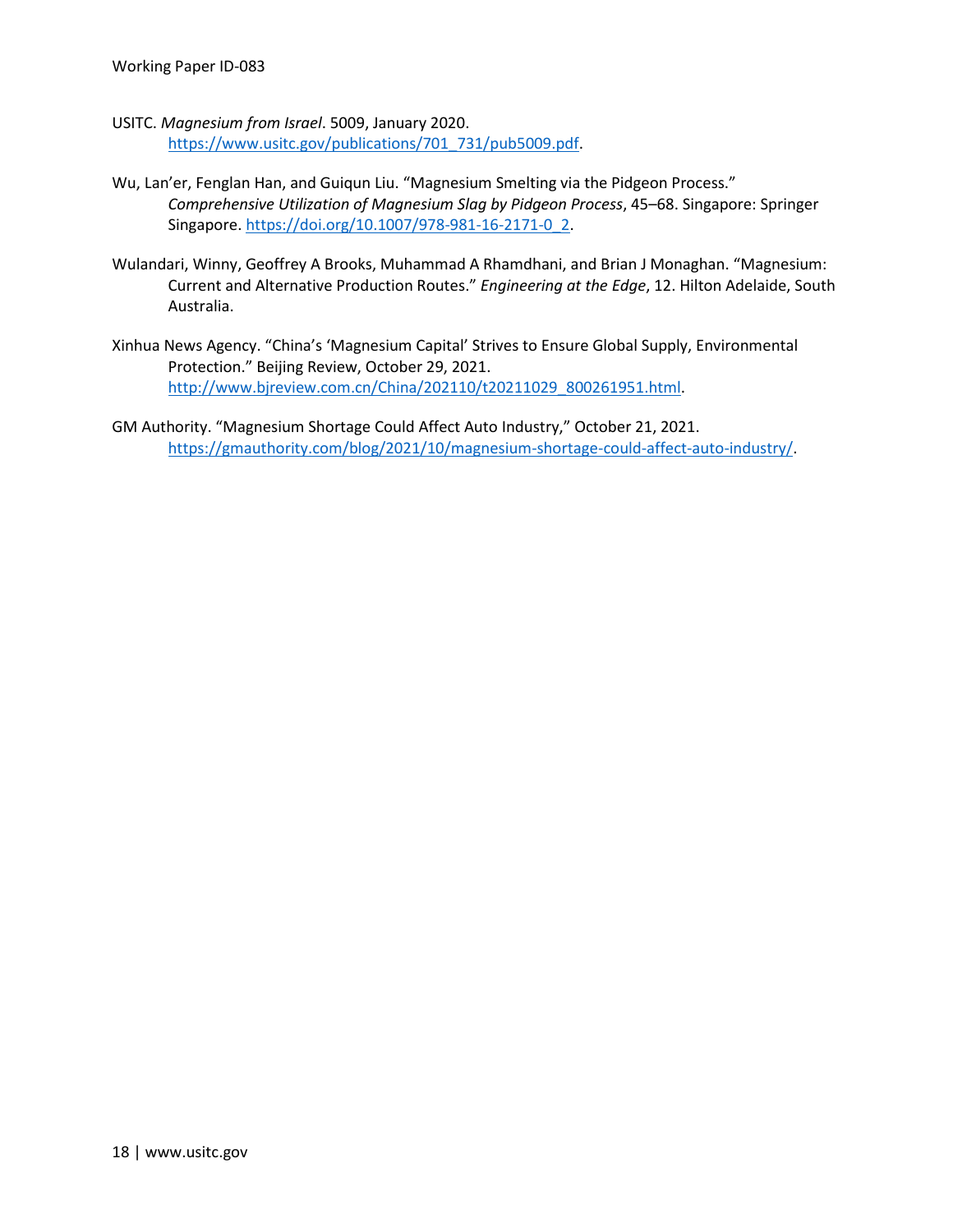USITC. *Magnesium from Israel*. 5009, January 2020. https://www.usitc.gov/publications/701_731/pub5009.pdf.

Wu, Lan'er, Fenglan Han, and Guiqun Liu. "Magnesium Smelting via the Pidgeon Process." *Comprehensive Utilization of Magnesium Slag by Pidgeon Process*, 45–68. Singapore: Springer Singapore. https://doi.org/10.1007/978-981-16-2171-0_2.

Wulandari, Winny, Geoffrey A Brooks, Muhammad A Rhamdhani, and Brian J Monaghan. "Magnesium: Current and Alternative Production Routes." *Engineering at the Edge*, 12. Hilton Adelaide, South Australia.

Xinhua News Agency. "China's 'Magnesium Capital' Strives to Ensure Global Supply, Environmental Protection." Beijing Review, October 29, 2021. http://www.bjreview.com.cn/China/202110/t20211029_800261951.html.

GM Authority. "Magnesium Shortage Could Affect Auto Industry," October 21, 2021. https://gmauthority.com/blog/2021/10/magnesium-shortage-could-affect-auto-industry/.